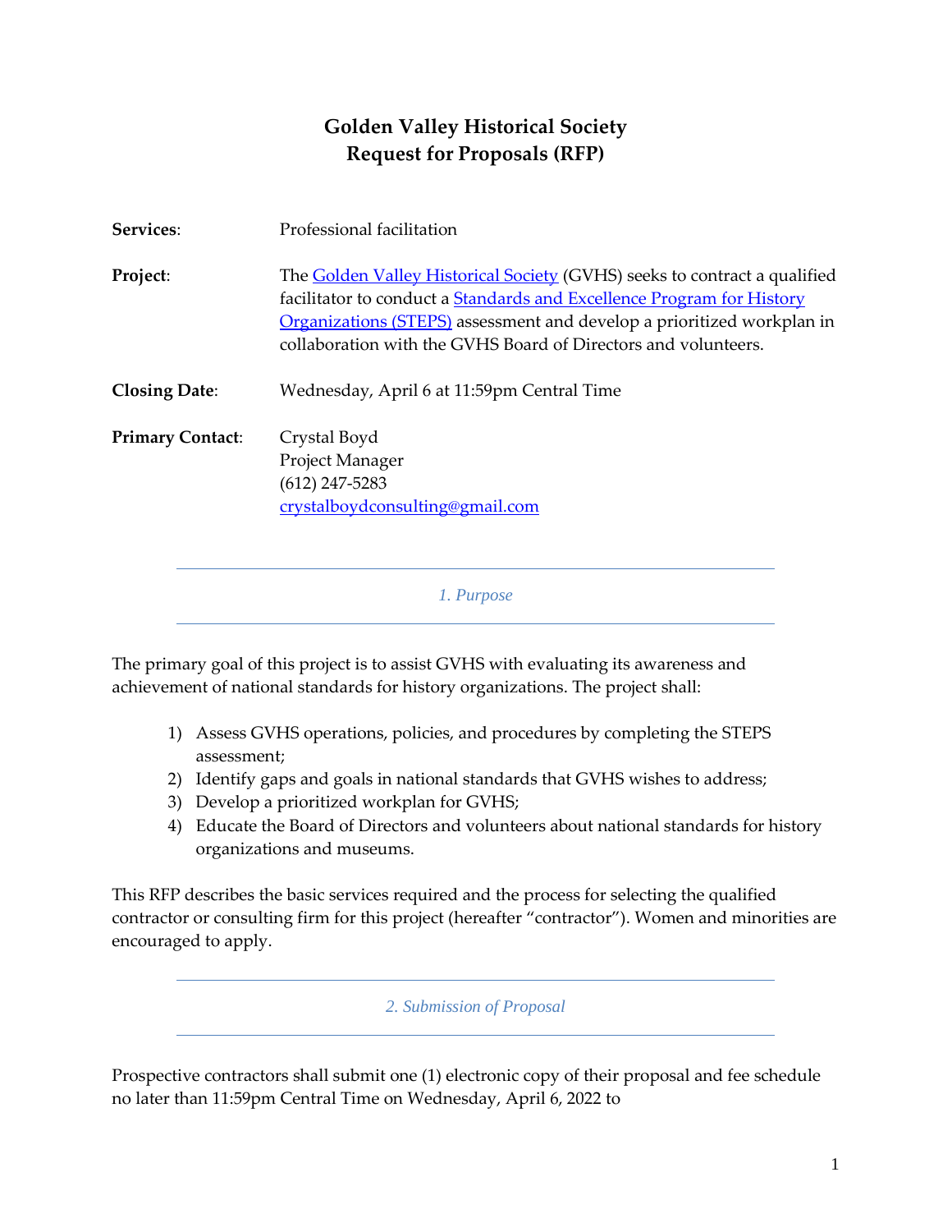# Golden Valley Historical Society
# Request for Proposals (RFP)

| | |
|---|---|
| **Services**: | Professional facilitation |
| **Project**: | The Golden Valley Historical Society (GVHS) seeks to contract a qualified facilitator to conduct a Standards and Excellence Program for History Organizations (STEPS) assessment and develop a prioritized workplan in collaboration with the GVHS Board of Directors and volunteers. |
| **Closing Date**: | Wednesday, April 6 at 11:59pm Central Time |
| **Primary Contact**: | Crystal Boyd<br>Project Manager<br>(612) 247-5283<br>crystalboydconsulting@gmail.com |

## *1. Purpose*

The primary goal of this project is to assist GVHS with evaluating its awareness and achievement of national standards for history organizations. The project shall:

1) Assess GVHS operations, policies, and procedures by completing the STEPS assessment;
2) Identify gaps and goals in national standards that GVHS wishes to address;
3) Develop a prioritized workplan for GVHS;
4) Educate the Board of Directors and volunteers about national standards for history organizations and museums.

This RFP describes the basic services required and the process for selecting the qualified contractor or consulting firm for this project (hereafter "contractor"). Women and minorities are encouraged to apply.

## *2. Submission of Proposal*

Prospective contractors shall submit one (1) electronic copy of their proposal and fee schedule no later than 11:59pm Central Time on Wednesday, April 6, 2022 to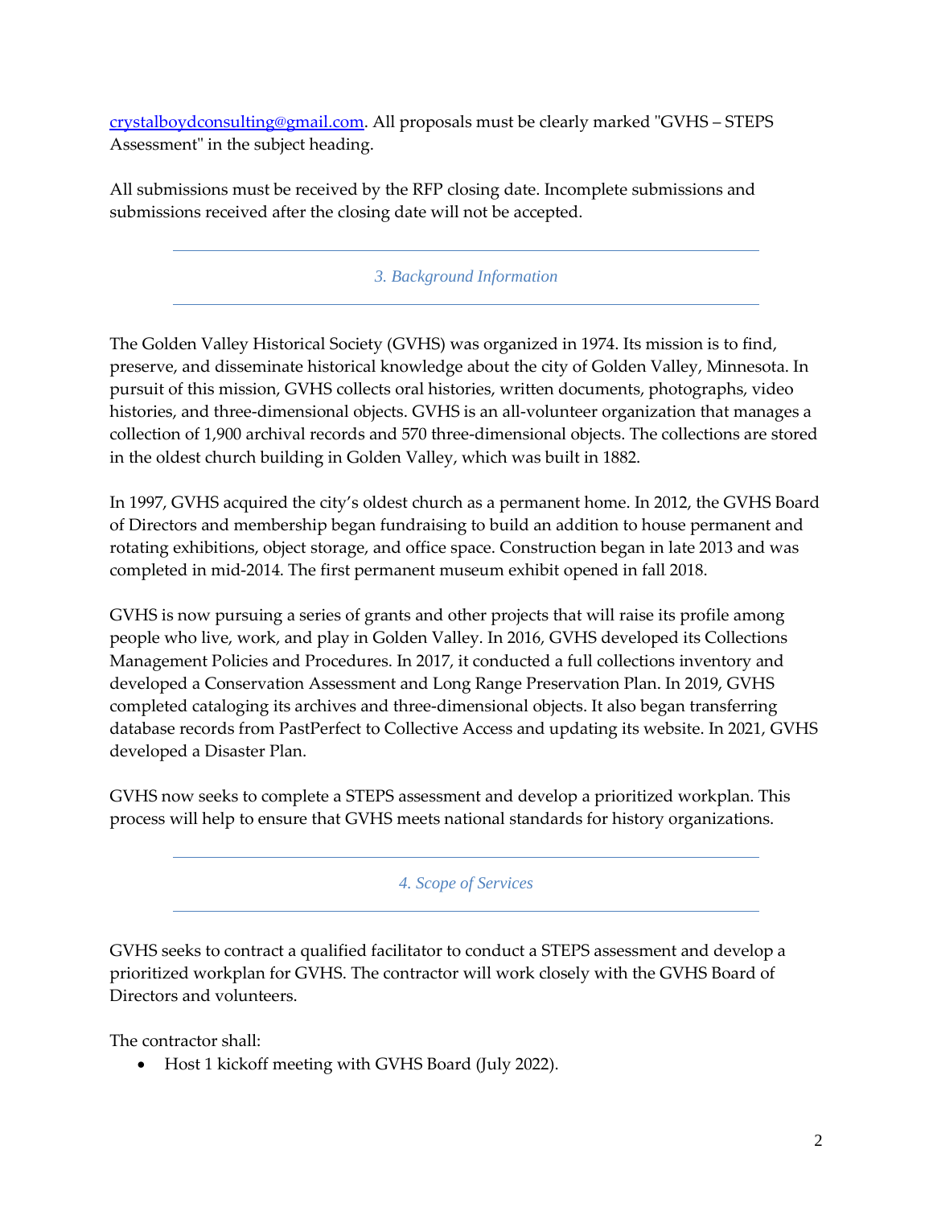[crystalboydconsulting@gmail.com](mailto:crystalboydconsulting@gmail.com). All proposals must be clearly marked "GVHS – STEPS Assessment" in the subject heading.

All submissions must be received by the RFP closing date. Incomplete submissions and submissions received after the closing date will not be accepted.

## *3. Background Information*

The Golden Valley Historical Society (GVHS) was organized in 1974. Its mission is to find, preserve, and disseminate historical knowledge about the city of Golden Valley, Minnesota. In pursuit of this mission, GVHS collects oral histories, written documents, photographs, video histories, and three-dimensional objects. GVHS is an all-volunteer organization that manages a collection of 1,900 archival records and 570 three-dimensional objects. The collections are stored in the oldest church building in Golden Valley, which was built in 1882.

In 1997, GVHS acquired the city's oldest church as a permanent home. In 2012, the GVHS Board of Directors and membership began fundraising to build an addition to house permanent and rotating exhibitions, object storage, and office space. Construction began in late 2013 and was completed in mid-2014. The first permanent museum exhibit opened in fall 2018.

GVHS is now pursuing a series of grants and other projects that will raise its profile among people who live, work, and play in Golden Valley. In 2016, GVHS developed its Collections Management Policies and Procedures. In 2017, it conducted a full collections inventory and developed a Conservation Assessment and Long Range Preservation Plan. In 2019, GVHS completed cataloging its archives and three-dimensional objects. It also began transferring database records from PastPerfect to Collective Access and updating its website. In 2021, GVHS developed a Disaster Plan.

GVHS now seeks to complete a STEPS assessment and develop a prioritized workplan. This process will help to ensure that GVHS meets national standards for history organizations.

## *4. Scope of Services*

GVHS seeks to contract a qualified facilitator to conduct a STEPS assessment and develop a prioritized workplan for GVHS. The contractor will work closely with the GVHS Board of Directors and volunteers.

The contractor shall:

- Host 1 kickoff meeting with GVHS Board (July 2022).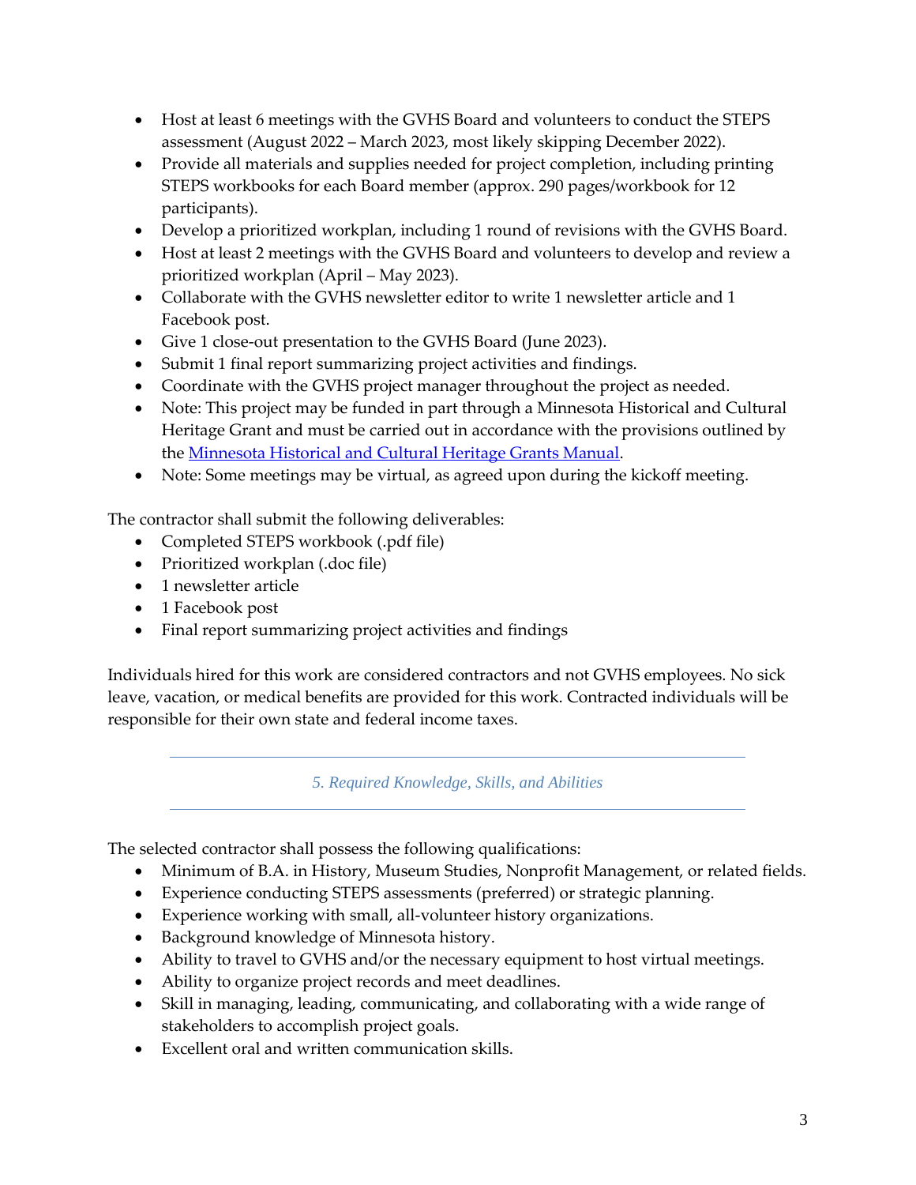- Host at least 6 meetings with the GVHS Board and volunteers to conduct the STEPS assessment (August 2022 – March 2023, most likely skipping December 2022).
- Provide all materials and supplies needed for project completion, including printing STEPS workbooks for each Board member (approx. 290 pages/workbook for 12 participants).
- Develop a prioritized workplan, including 1 round of revisions with the GVHS Board.
- Host at least 2 meetings with the GVHS Board and volunteers to develop and review a prioritized workplan (April – May 2023).
- Collaborate with the GVHS newsletter editor to write 1 newsletter article and 1 Facebook post.
- Give 1 close-out presentation to the GVHS Board (June 2023).
- Submit 1 final report summarizing project activities and findings.
- Coordinate with the GVHS project manager throughout the project as needed.
- Note: This project may be funded in part through a Minnesota Historical and Cultural Heritage Grant and must be carried out in accordance with the provisions outlined by the [Minnesota Historical and Cultural Heritage Grants Manual](https://).
- Note: Some meetings may be virtual, as agreed upon during the kickoff meeting.

The contractor shall submit the following deliverables:

- Completed STEPS workbook (.pdf file)
- Prioritized workplan (.doc file)
- 1 newsletter article
- 1 Facebook post
- Final report summarizing project activities and findings

Individuals hired for this work are considered contractors and not GVHS employees. No sick leave, vacation, or medical benefits are provided for this work. Contracted individuals will be responsible for their own state and federal income taxes.

## *5. Required Knowledge, Skills, and Abilities*

The selected contractor shall possess the following qualifications:

- Minimum of B.A. in History, Museum Studies, Nonprofit Management, or related fields.
- Experience conducting STEPS assessments (preferred) or strategic planning.
- Experience working with small, all-volunteer history organizations.
- Background knowledge of Minnesota history.
- Ability to travel to GVHS and/or the necessary equipment to host virtual meetings.
- Ability to organize project records and meet deadlines.
- Skill in managing, leading, communicating, and collaborating with a wide range of stakeholders to accomplish project goals.
- Excellent oral and written communication skills.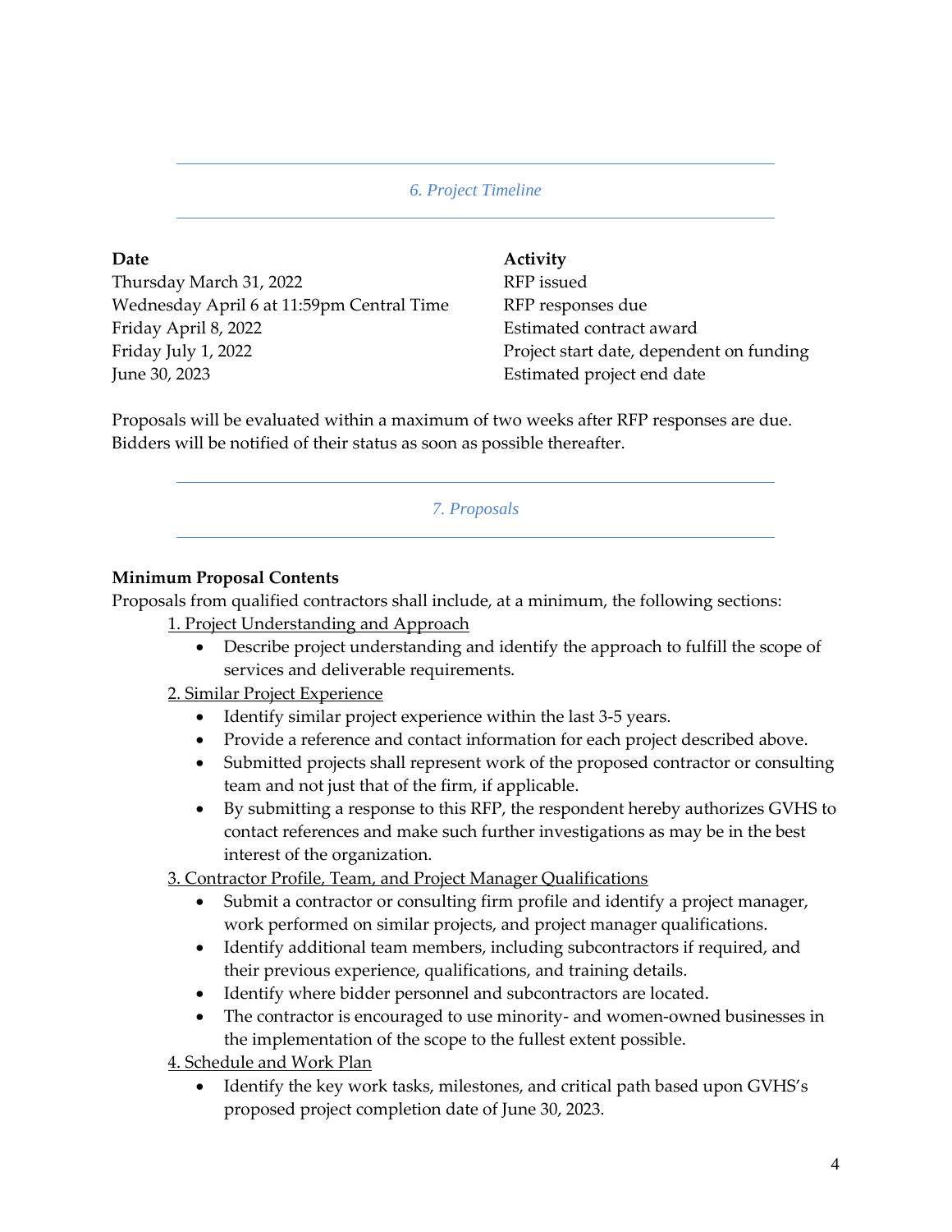## *6. Project Timeline*

| Date | Activity |
| --- | --- |
| Thursday March 31, 2022 | RFP issued |
| Wednesday April 6 at 11:59pm Central Time | RFP responses due |
| Friday April 8, 2022 | Estimated contract award |
| Friday July 1, 2022 | Project start date, dependent on funding |
| June 30, 2023 | Estimated project end date |

Proposals will be evaluated within a maximum of two weeks after RFP responses are due. Bidders will be notified of their status as soon as possible thereafter.

## *7. Proposals*

**Minimum Proposal Contents**

Proposals from qualified contractors shall include, at a minimum, the following sections:

1. Project Understanding and Approach
   - Describe project understanding and identify the approach to fulfill the scope of services and deliverable requirements.
2. Similar Project Experience
   - Identify similar project experience within the last 3-5 years.
   - Provide a reference and contact information for each project described above.
   - Submitted projects shall represent work of the proposed contractor or consulting team and not just that of the firm, if applicable.
   - By submitting a response to this RFP, the respondent hereby authorizes GVHS to contact references and make such further investigations as may be in the best interest of the organization.
3. Contractor Profile, Team, and Project Manager Qualifications
   - Submit a contractor or consulting firm profile and identify a project manager, work performed on similar projects, and project manager qualifications.
   - Identify additional team members, including subcontractors if required, and their previous experience, qualifications, and training details.
   - Identify where bidder personnel and subcontractors are located.
   - The contractor is encouraged to use minority- and women-owned businesses in the implementation of the scope to the fullest extent possible.
4. Schedule and Work Plan
   - Identify the key work tasks, milestones, and critical path based upon GVHS's proposed project completion date of June 30, 2023.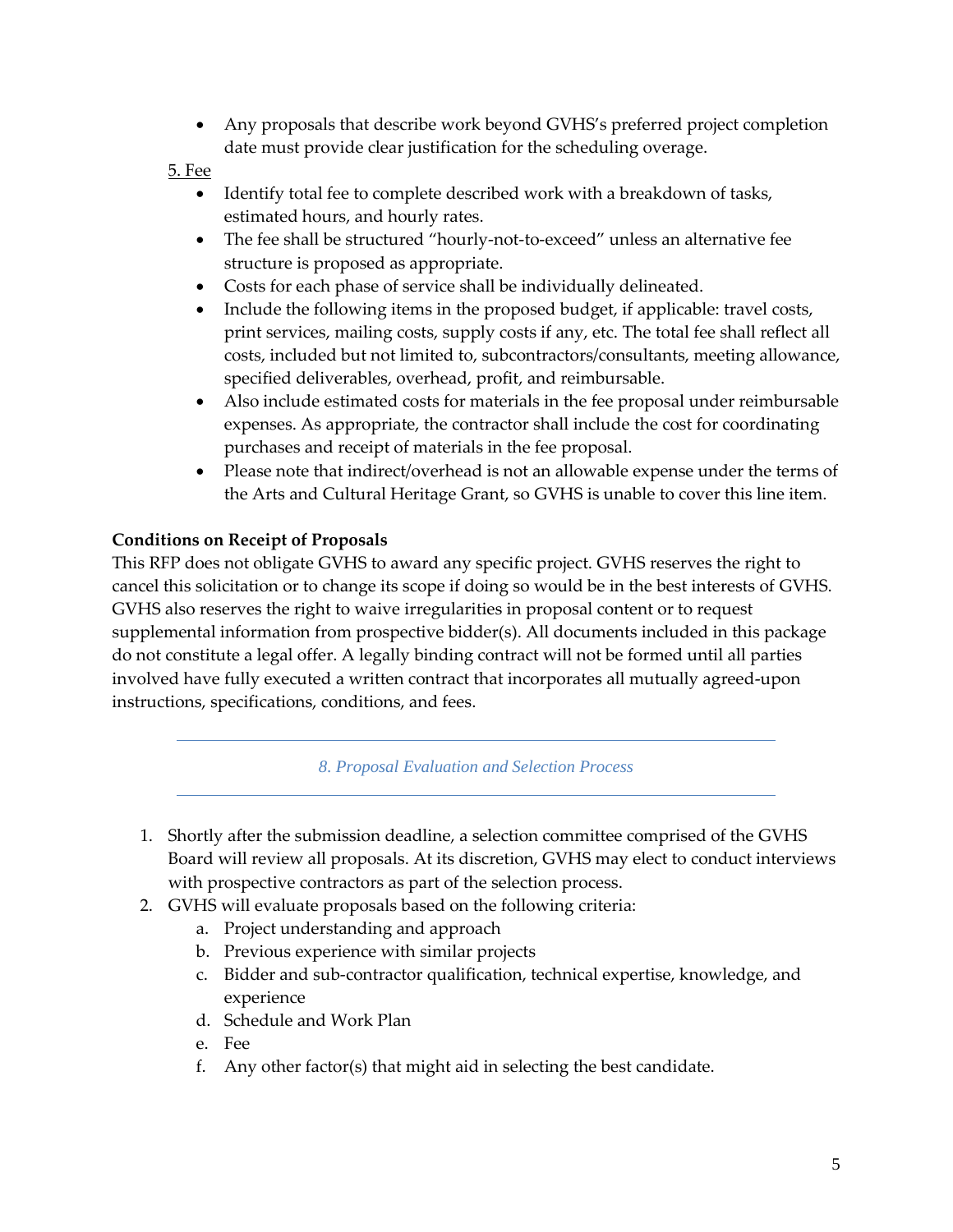- Any proposals that describe work beyond GVHS's preferred project completion date must provide clear justification for the scheduling overage.

5. Fee

- Identify total fee to complete described work with a breakdown of tasks, estimated hours, and hourly rates.
- The fee shall be structured "hourly-not-to-exceed" unless an alternative fee structure is proposed as appropriate.
- Costs for each phase of service shall be individually delineated.
- Include the following items in the proposed budget, if applicable: travel costs, print services, mailing costs, supply costs if any, etc. The total fee shall reflect all costs, included but not limited to, subcontractors/consultants, meeting allowance, specified deliverables, overhead, profit, and reimbursable.
- Also include estimated costs for materials in the fee proposal under reimbursable expenses. As appropriate, the contractor shall include the cost for coordinating purchases and receipt of materials in the fee proposal.
- Please note that indirect/overhead is not an allowable expense under the terms of the Arts and Cultural Heritage Grant, so GVHS is unable to cover this line item.

**Conditions on Receipt of Proposals**

This RFP does not obligate GVHS to award any specific project. GVHS reserves the right to cancel this solicitation or to change its scope if doing so would be in the best interests of GVHS. GVHS also reserves the right to waive irregularities in proposal content or to request supplemental information from prospective bidder(s). All documents included in this package do not constitute a legal offer. A legally binding contract will not be formed until all parties involved have fully executed a written contract that incorporates all mutually agreed-upon instructions, specifications, conditions, and fees.

## *8. Proposal Evaluation and Selection Process*

1. Shortly after the submission deadline, a selection committee comprised of the GVHS Board will review all proposals. At its discretion, GVHS may elect to conduct interviews with prospective contractors as part of the selection process.
2. GVHS will evaluate proposals based on the following criteria:
   a. Project understanding and approach
   b. Previous experience with similar projects
   c. Bidder and sub-contractor qualification, technical expertise, knowledge, and experience
   d. Schedule and Work Plan
   e. Fee
   f. Any other factor(s) that might aid in selecting the best candidate.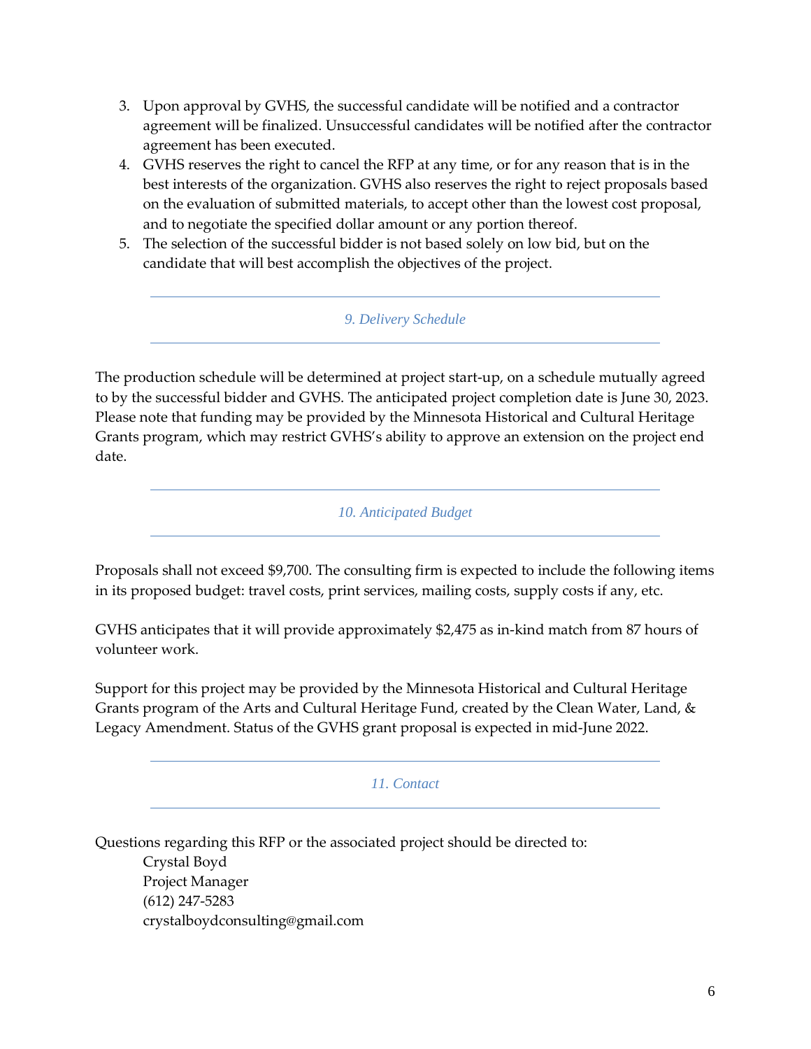3. Upon approval by GVHS, the successful candidate will be notified and a contractor agreement will be finalized. Unsuccessful candidates will be notified after the contractor agreement has been executed.
4. GVHS reserves the right to cancel the RFP at any time, or for any reason that is in the best interests of the organization. GVHS also reserves the right to reject proposals based on the evaluation of submitted materials, to accept other than the lowest cost proposal, and to negotiate the specified dollar amount or any portion thereof.
5. The selection of the successful bidder is not based solely on low bid, but on the candidate that will best accomplish the objectives of the project.

## *9. Delivery Schedule*

The production schedule will be determined at project start-up, on a schedule mutually agreed to by the successful bidder and GVHS. The anticipated project completion date is June 30, 2023. Please note that funding may be provided by the Minnesota Historical and Cultural Heritage Grants program, which may restrict GVHS's ability to approve an extension on the project end date.

## *10. Anticipated Budget*

Proposals shall not exceed $9,700. The consulting firm is expected to include the following items in its proposed budget: travel costs, print services, mailing costs, supply costs if any, etc.

GVHS anticipates that it will provide approximately $2,475 as in-kind match from 87 hours of volunteer work.

Support for this project may be provided by the Minnesota Historical and Cultural Heritage Grants program of the Arts and Cultural Heritage Fund, created by the Clean Water, Land, & Legacy Amendment. Status of the GVHS grant proposal is expected in mid-June 2022.

## *11. Contact*

Questions regarding this RFP or the associated project should be directed to:

Crystal Boyd
Project Manager
(612) 247-5283
crystalboydconsulting@gmail.com